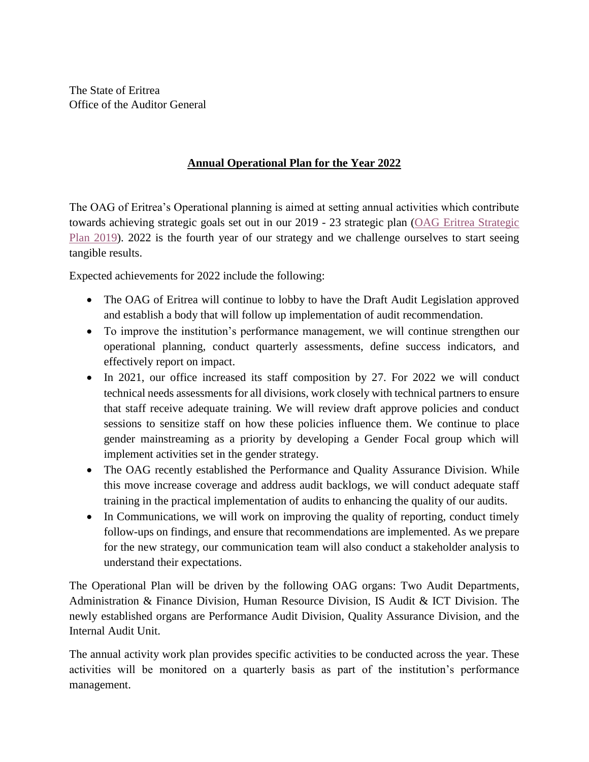The State of Eritrea
Office of the Auditor General

## **Annual Operational Plan for the Year 2022**

The OAG of Eritrea's Operational planning is aimed at setting annual activities which contribute towards achieving strategic goals set out in our 2019 - 23 strategic plan (OAG Eritrea Strategic Plan 2019). 2022 is the fourth year of our strategy and we challenge ourselves to start seeing tangible results.

Expected achievements for 2022 include the following:

- The OAG of Eritrea will continue to lobby to have the Draft Audit Legislation approved and establish a body that will follow up implementation of audit recommendation.
- To improve the institution's performance management, we will continue strengthen our operational planning, conduct quarterly assessments, define success indicators, and effectively report on impact.
- In 2021, our office increased its staff composition by 27. For 2022 we will conduct technical needs assessments for all divisions, work closely with technical partners to ensure that staff receive adequate training. We will review draft approve policies and conduct sessions to sensitize staff on how these policies influence them. We continue to place gender mainstreaming as a priority by developing a Gender Focal group which will implement activities set in the gender strategy.
- The OAG recently established the Performance and Quality Assurance Division. While this move increase coverage and address audit backlogs, we will conduct adequate staff training in the practical implementation of audits to enhancing the quality of our audits.
- In Communications, we will work on improving the quality of reporting, conduct timely follow-ups on findings, and ensure that recommendations are implemented. As we prepare for the new strategy, our communication team will also conduct a stakeholder analysis to understand their expectations.

The Operational Plan will be driven by the following OAG organs: Two Audit Departments, Administration & Finance Division, Human Resource Division, IS Audit & ICT Division. The newly established organs are Performance Audit Division, Quality Assurance Division, and the Internal Audit Unit.

The annual activity work plan provides specific activities to be conducted across the year. These activities will be monitored on a quarterly basis as part of the institution's performance management.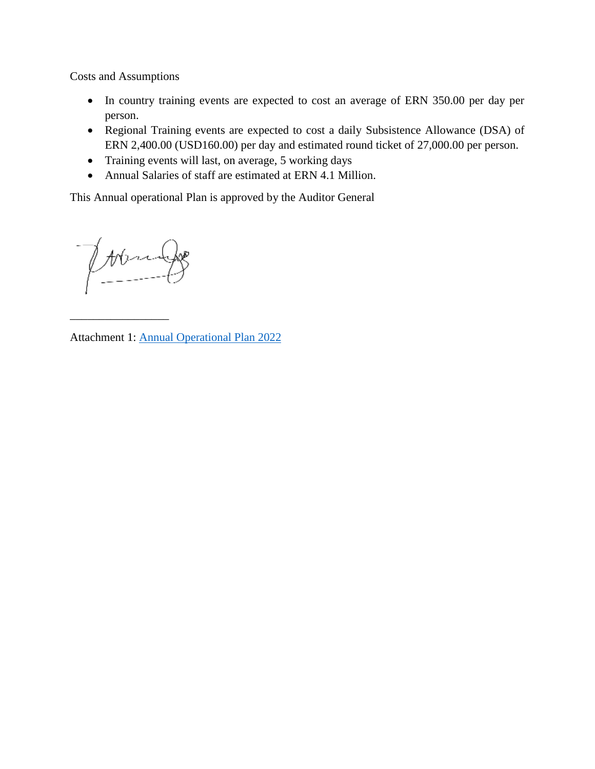Costs and Assumptions

- In country training events are expected to cost an average of ERN 350.00 per day per person.
- Regional Training events are expected to cost a daily Subsistence Allowance (DSA) of ERN 2,400.00 (USD160.00) per day and estimated round ticket of 27,000.00 per person.
- Training events will last, on average, 5 working days
- Annual Salaries of staff are estimated at ERN 4.1 Million.

This Annual operational Plan is approved by the Auditor General

_________________

Attachment 1: [Annual Operational Plan 2022]